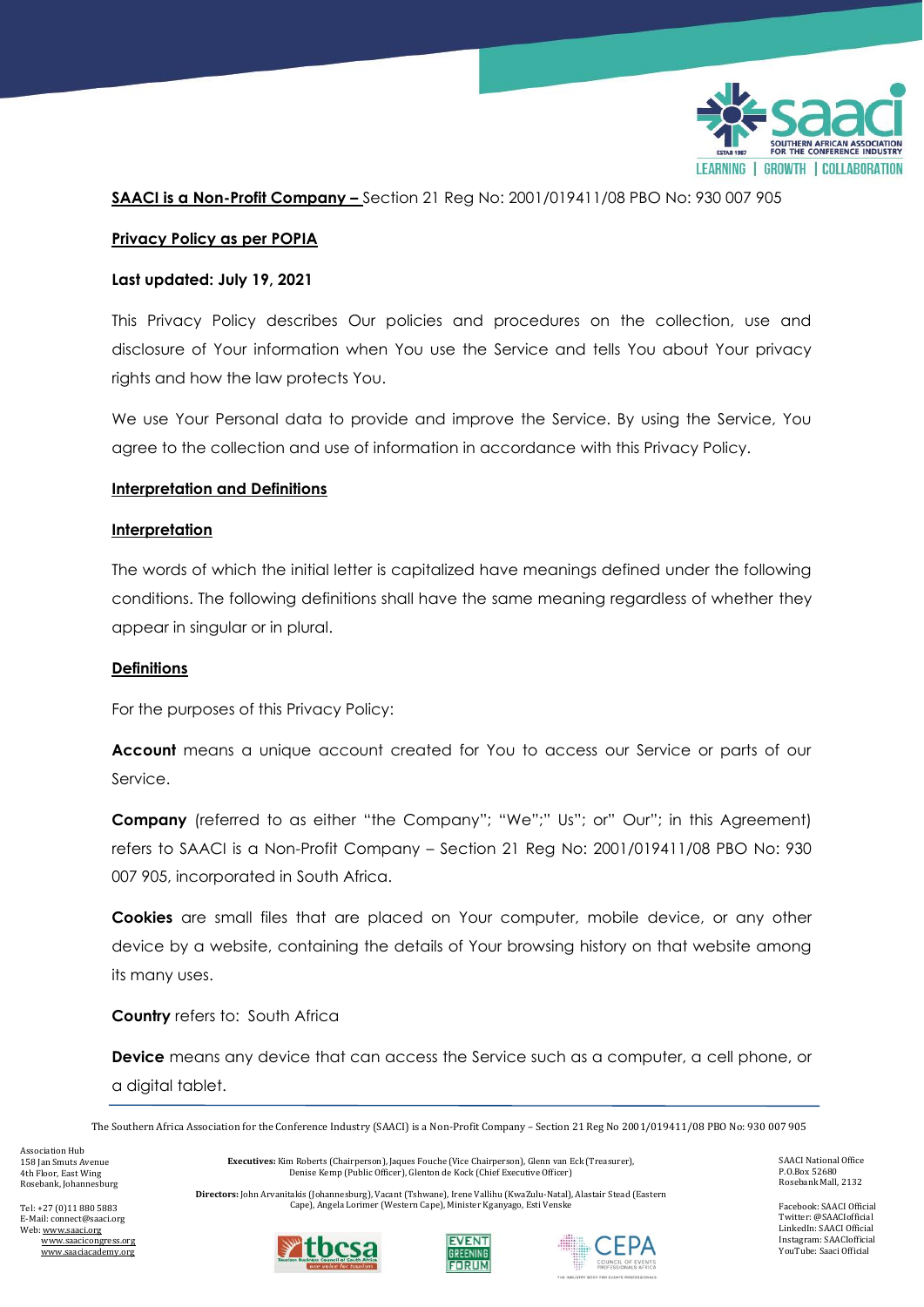**SAACI is a Non-Profit Company –** Section 21 Reg No: 2001/019411/08 PBO No: 930 007 905

**Privacy Policy as per POPIA**

**Last updated: July 19, 2021**

This Privacy Policy describes Our policies and procedures on the collection, use and disclosure of Your information when You use the Service and tells You about Your privacy rights and how the law protects You.

We use Your Personal data to provide and improve the Service. By using the Service, You agree to the collection and use of information in accordance with this Privacy Policy.

## Interpretation and Definitions

### Interpretation

The words of which the initial letter is capitalized have meanings defined under the following conditions. The following definitions shall have the same meaning regardless of whether they appear in singular or in plural.

### Definitions

For the purposes of this Privacy Policy:

**Account** means a unique account created for You to access our Service or parts of our Service.

**Company** (referred to as either "the Company"; "We";" Us"; or" Our"; in this Agreement) refers to SAACI is a Non-Profit Company – Section 21 Reg No: 2001/019411/08 PBO No: 930 007 905, incorporated in South Africa.

**Cookies** are small files that are placed on Your computer, mobile device, or any other device by a website, containing the details of Your browsing history on that website among its many uses.

**Country** refers to: South Africa

**Device** means any device that can access the Service such as a computer, a cell phone, or a digital tablet.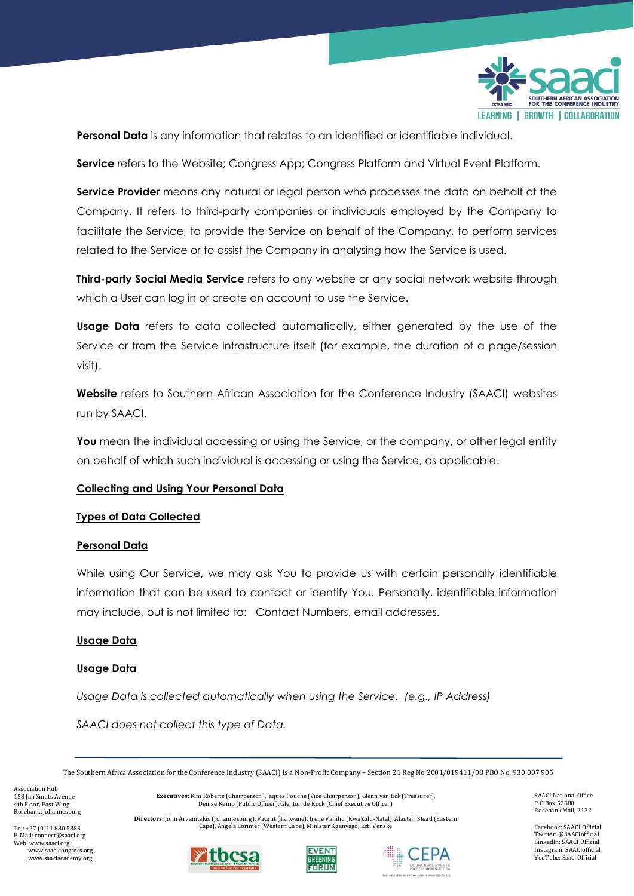**Personal Data** is any information that relates to an identified or identifiable individual.

**Service** refers to the Website; Congress App; Congress Platform and Virtual Event Platform.

**Service Provider** means any natural or legal person who processes the data on behalf of the Company. It refers to third-party companies or individuals employed by the Company to facilitate the Service, to provide the Service on behalf of the Company, to perform services related to the Service or to assist the Company in analysing how the Service is used.

**Third-party Social Media Service** refers to any website or any social network website through which a User can log in or create an account to use the Service.

**Usage Data** refers to data collected automatically, either generated by the use of the Service or from the Service infrastructure itself (for example, the duration of a page/session visit).

**Website** refers to Southern African Association for the Conference Industry (SAACI) websites run by SAACI.

**You** mean the individual accessing or using the Service, or the company, or other legal entity on behalf of which such individual is accessing or using the Service, as applicable.

## Collecting and Using Your Personal Data

### Types of Data Collected

#### Personal Data

While using Our Service, we may ask You to provide Us with certain personally identifiable information that can be used to contact or identify You. Personally, identifiable information may include, but is not limited to: Contact Numbers, email addresses.

#### Usage Data

**Usage Data**

*Usage Data is collected automatically when using the Service. (e.g., IP Address)*

*SAACI does not collect this type of Data.*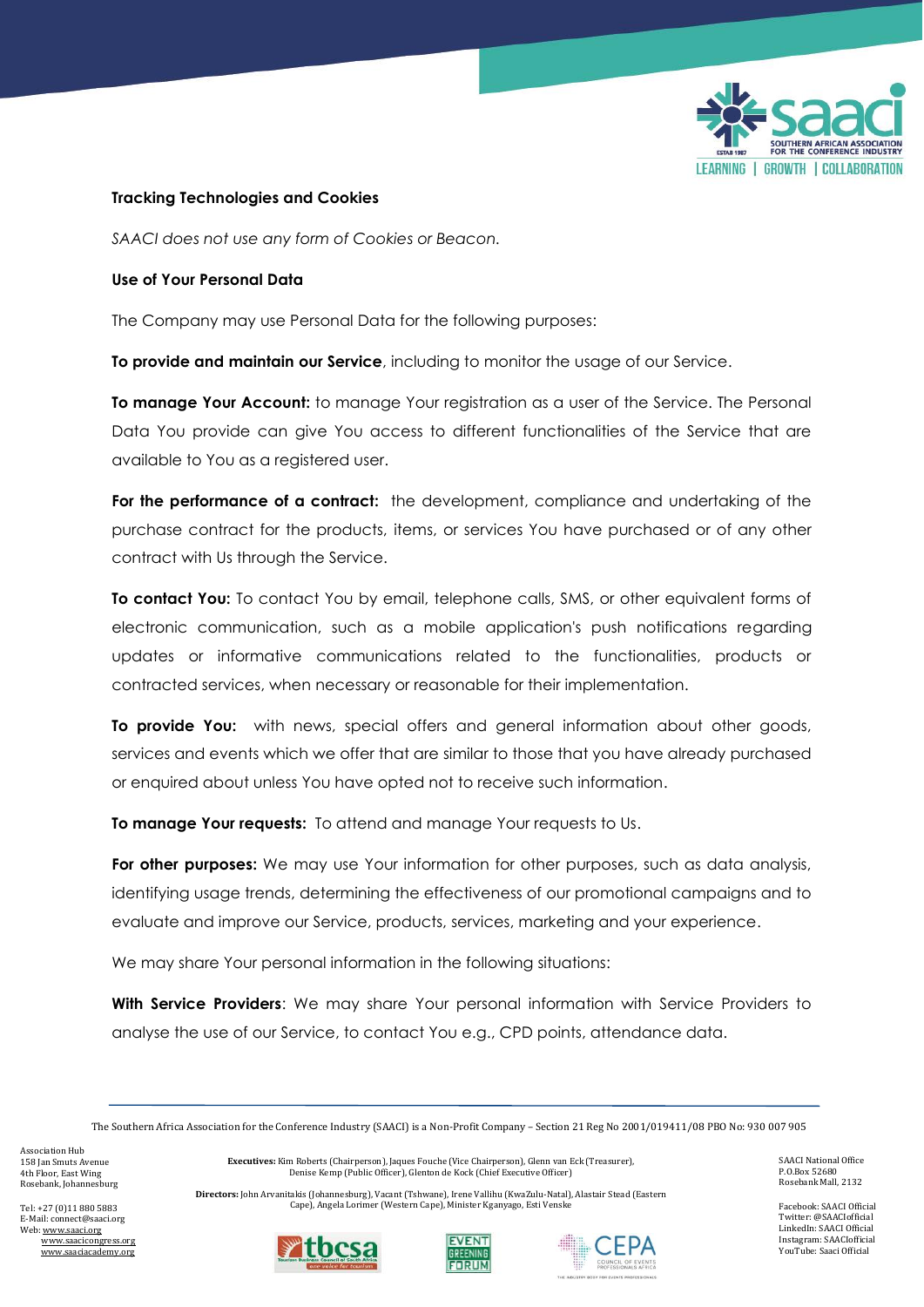**Tracking Technologies and Cookies**

*SAACI does not use any form of Cookies or Beacon.*

**Use of Your Personal Data**

The Company may use Personal Data for the following purposes:

**To provide and maintain our Service**, including to monitor the usage of our Service.

**To manage Your Account:** to manage Your registration as a user of the Service. The Personal Data You provide can give You access to different functionalities of the Service that are available to You as a registered user.

**For the performance of a contract:** the development, compliance and undertaking of the purchase contract for the products, items, or services You have purchased or of any other contract with Us through the Service.

**To contact You:** To contact You by email, telephone calls, SMS, or other equivalent forms of electronic communication, such as a mobile application's push notifications regarding updates or informative communications related to the functionalities, products or contracted services, when necessary or reasonable for their implementation.

**To provide You:** with news, special offers and general information about other goods, services and events which we offer that are similar to those that you have already purchased or enquired about unless You have opted not to receive such information.

**To manage Your requests:** To attend and manage Your requests to Us.

**For other purposes:** We may use Your information for other purposes, such as data analysis, identifying usage trends, determining the effectiveness of our promotional campaigns and to evaluate and improve our Service, products, services, marketing and your experience.

We may share Your personal information in the following situations:

**With Service Providers**: We may share Your personal information with Service Providers to analyse the use of our Service, to contact You e.g., CPD points, attendance data.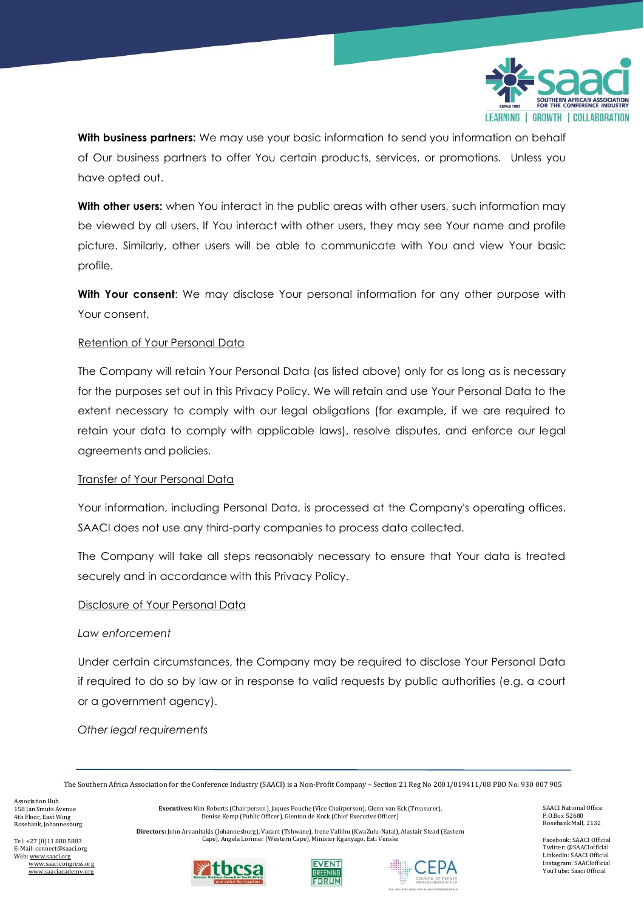**With business partners:** We may use your basic information to send you information on behalf of Our business partners to offer You certain products, services, or promotions. Unless you have opted out.

**With other users:** when You interact in the public areas with other users, such information may be viewed by all users. If You interact with other users, they may see Your name and profile picture. Similarly, other users will be able to communicate with You and view Your basic profile.

**With Your consent**: We may disclose Your personal information for any other purpose with Your consent.

<u>Retention of Your Personal Data</u>

The Company will retain Your Personal Data (as listed above) only for as long as is necessary for the purposes set out in this Privacy Policy. We will retain and use Your Personal Data to the extent necessary to comply with our legal obligations (for example, if we are required to retain your data to comply with applicable laws), resolve disputes, and enforce our legal agreements and policies.

<u>Transfer of Your Personal Data</u>

Your information, including Personal Data, is processed at the Company's operating offices. SAACI does not use any third-party companies to process data collected.

The Company will take all steps reasonably necessary to ensure that Your data is treated securely and in accordance with this Privacy Policy.

<u>Disclosure of Your Personal Data</u>

*Law enforcement*

Under certain circumstances, the Company may be required to disclose Your Personal Data if required to do so by law or in response to valid requests by public authorities (e.g. a court or a government agency).

*Other legal requirements*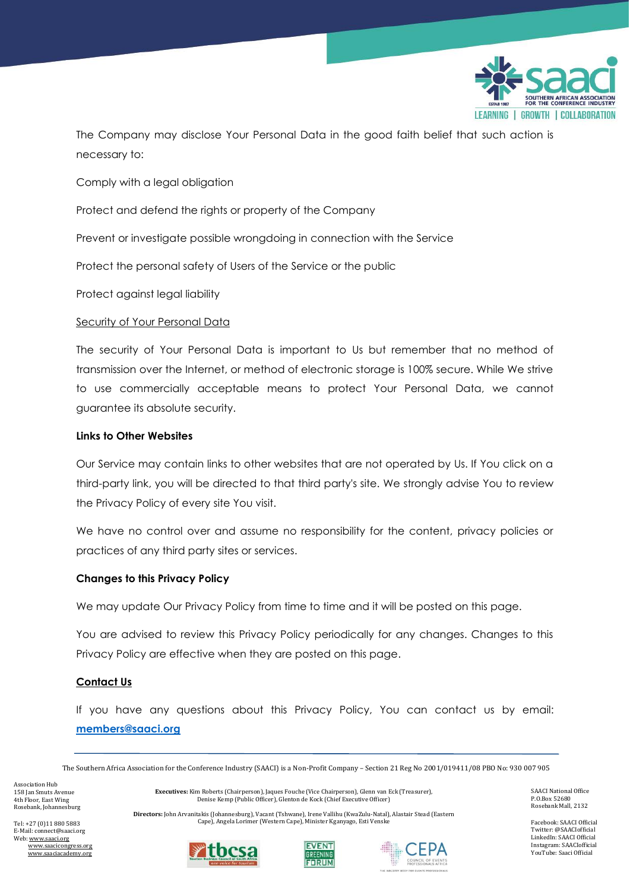The Company may disclose Your Personal Data in the good faith belief that such action is necessary to:

Comply with a legal obligation

Protect and defend the rights or property of the Company

Prevent or investigate possible wrongdoing in connection with the Service

Protect the personal safety of Users of the Service or the public

Protect against legal liability

Security of Your Personal Data

The security of Your Personal Data is important to Us but remember that no method of transmission over the Internet, or method of electronic storage is 100% secure. While We strive to use commercially acceptable means to protect Your Personal Data, we cannot guarantee its absolute security.

**Links to Other Websites**

Our Service may contain links to other websites that are not operated by Us. If You click on a third-party link, you will be directed to that third party's site. We strongly advise You to review the Privacy Policy of every site You visit.

We have no control over and assume no responsibility for the content, privacy policies or practices of any third party sites or services.

**Changes to this Privacy Policy**

We may update Our Privacy Policy from time to time and it will be posted on this page.

You are advised to review this Privacy Policy periodically for any changes. Changes to this Privacy Policy are effective when they are posted on this page.

**Contact Us**

If you have any questions about this Privacy Policy, You can contact us by email: **members@saaci.org**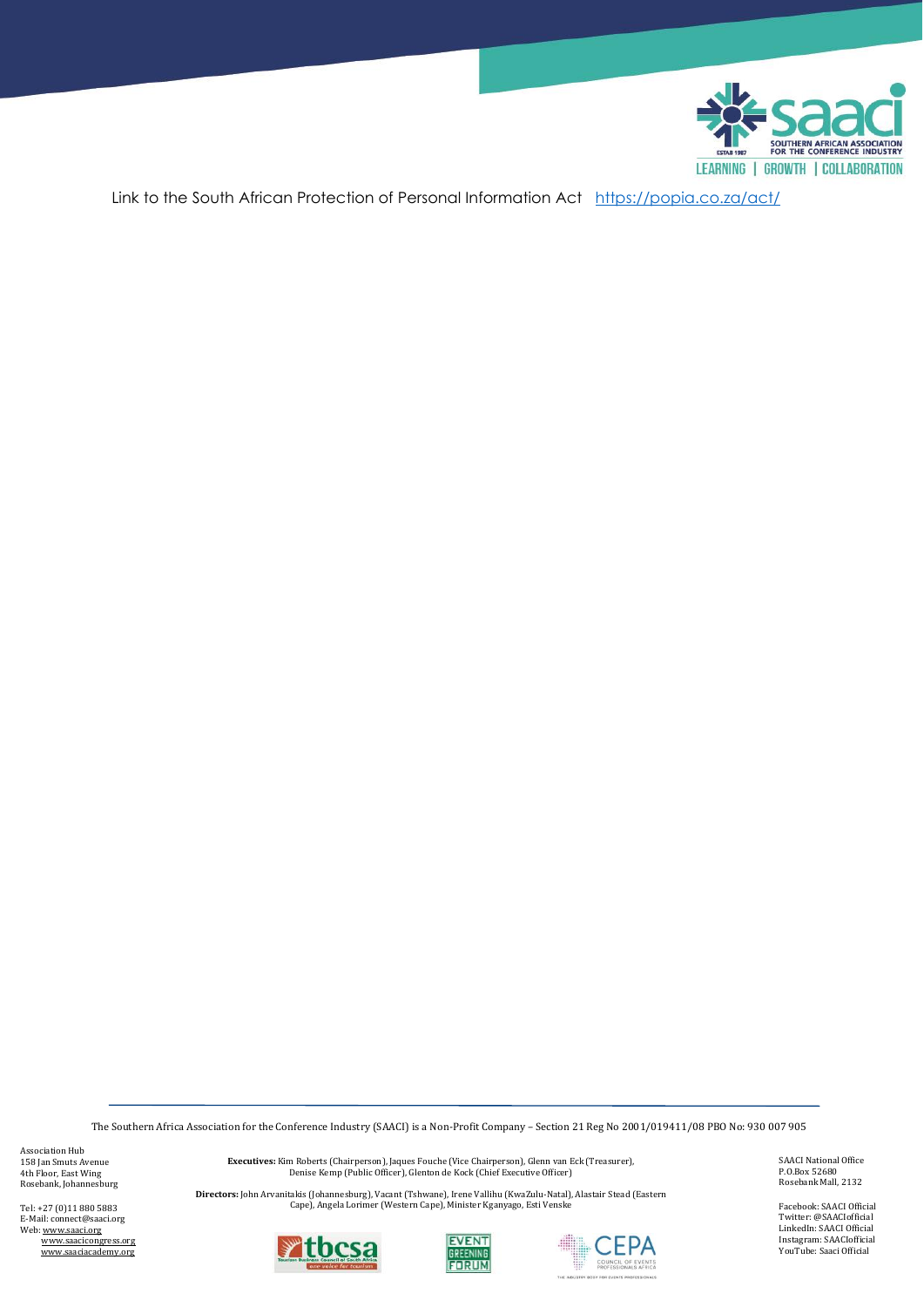Link to the South African Protection of Personal Information Act https://popia.co.za/act/